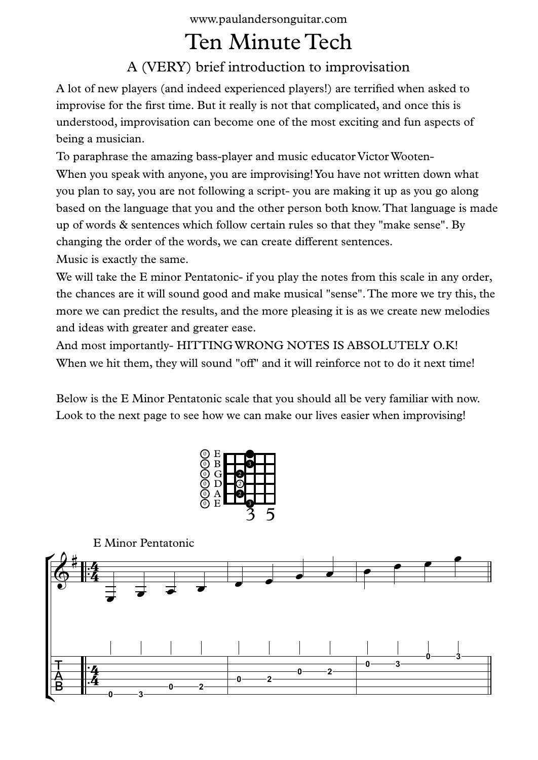# Ten Minute Tech

## A (VERY) brief introduction to improvisation

A lot of new players (and indeed experienced players!) are terrified when asked to improvise for the first time. But it really is not that complicated, and once this is understood, improvisation can become one of the most exciting and fun aspects of being a musician.

To paraphrase the amazing bass-player and music educator Victor Wooten-

When you speak with anyone, you are improvising! You have not written down what you plan to say, you are not following a script- you are making it up as you go along based on the language that you and the other person both know. That language is made up of words & sentences which follow certain rules so that they "make sense". By changing the order of the words, we can create different sentences.

Music is exactly the same.

We will take the E minor Pentatonic- if you play the notes from this scale in any order, the chances are it will sound good and make musical "sense". The more we try this, the more we can predict the results, and the more pleasing it is as we create new melodies and ideas with greater and greater ease.

And most importantly- HITTING WRONG NOTES IS ABSOLUTELY O.K!

When we hit them, they will sound "off" and it will reinforce not to do it next time!

Below is the E Minor Pentatonic scale that you should all be very familiar with now. Look to the next page to see how we can make our lives easier when improvising!

E Minor Pentatonic

```
e|-------------------------------|-------------0---3-|
B|-------------------------------|-0---3-------------|
G|-----------------------0---2---|-------------------|
D|---------------0---2-----------|-------------------|
A|-------0---2-------------------|-------------------|
E|-0---3-------------------------|-------------------|
```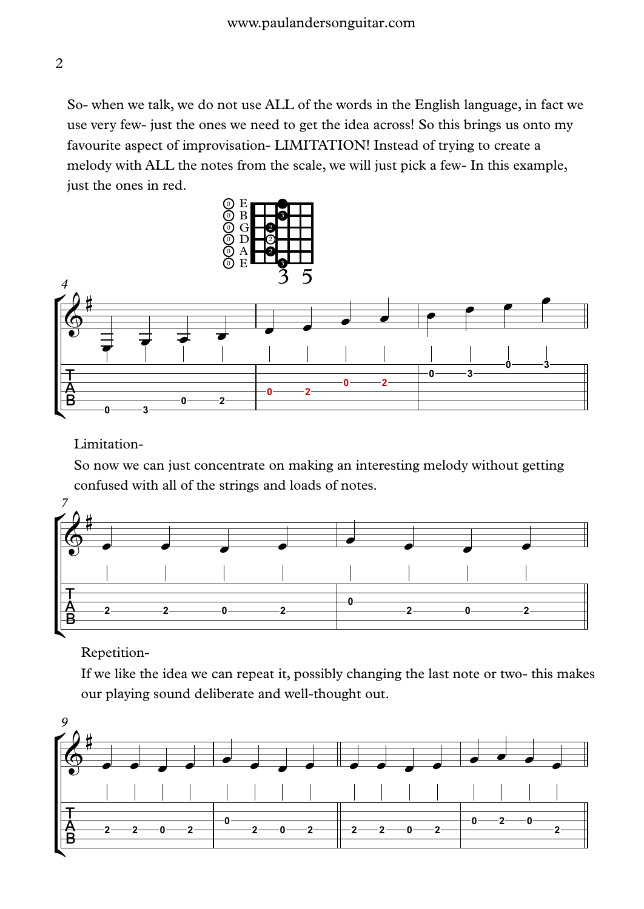So- when we talk, we do not use ALL of the words in the English language, in fact we use very few- just the ones we need to get the idea across! So this brings us onto my favourite aspect of improvisation- LIMITATION! Instead of trying to create a melody with ALL the notes from the scale, we will just pick a few- In this example, just the ones in red.

Limitation-

So now we can just concentrate on making an interesting melody without getting confused with all of the strings and loads of notes.

Repetition-

If we like the idea we can repeat it, possibly changing the last note or two- this makes our playing sound deliberate and well-thought out.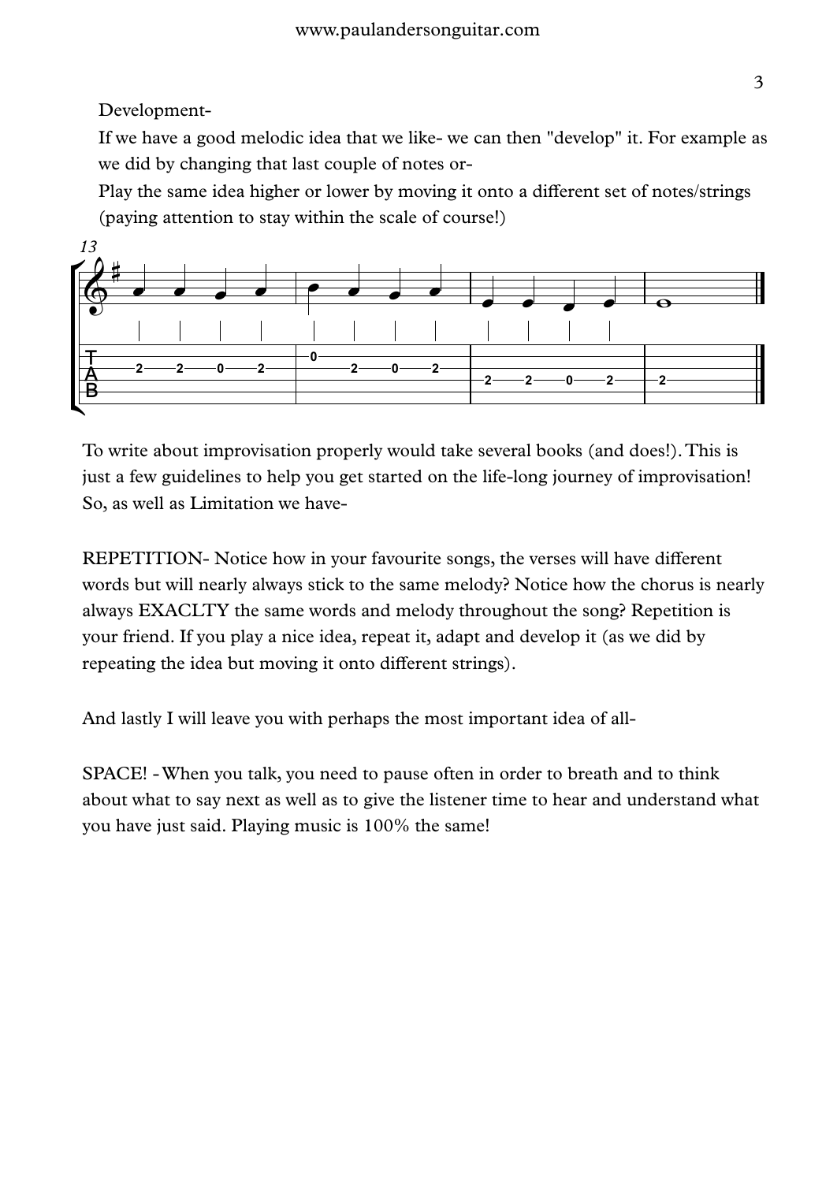Development-

If we have a good melodic idea that we like- we can then "develop" it. For example as we did by changing that last couple of notes or-

Play the same idea higher or lower by moving it onto a different set of notes/strings (paying attention to stay within the scale of course!)

To write about improvisation properly would take several books (and does!). This is just a few guidelines to help you get started on the life-long journey of improvisation! So, as well as Limitation we have-

REPETITION- Notice how in your favourite songs, the verses will have different words but will nearly always stick to the same melody? Notice how the chorus is nearly always EXACLTY the same words and melody throughout the song? Repetition is your friend. If you play a nice idea, repeat it, adapt and develop it (as we did by repeating the idea but moving it onto different strings).

And lastly I will leave you with perhaps the most important idea of all-

SPACE! - When you talk, you need to pause often in order to breath and to think about what to say next as well as to give the listener time to hear and understand what you have just said. Playing music is 100% the same!